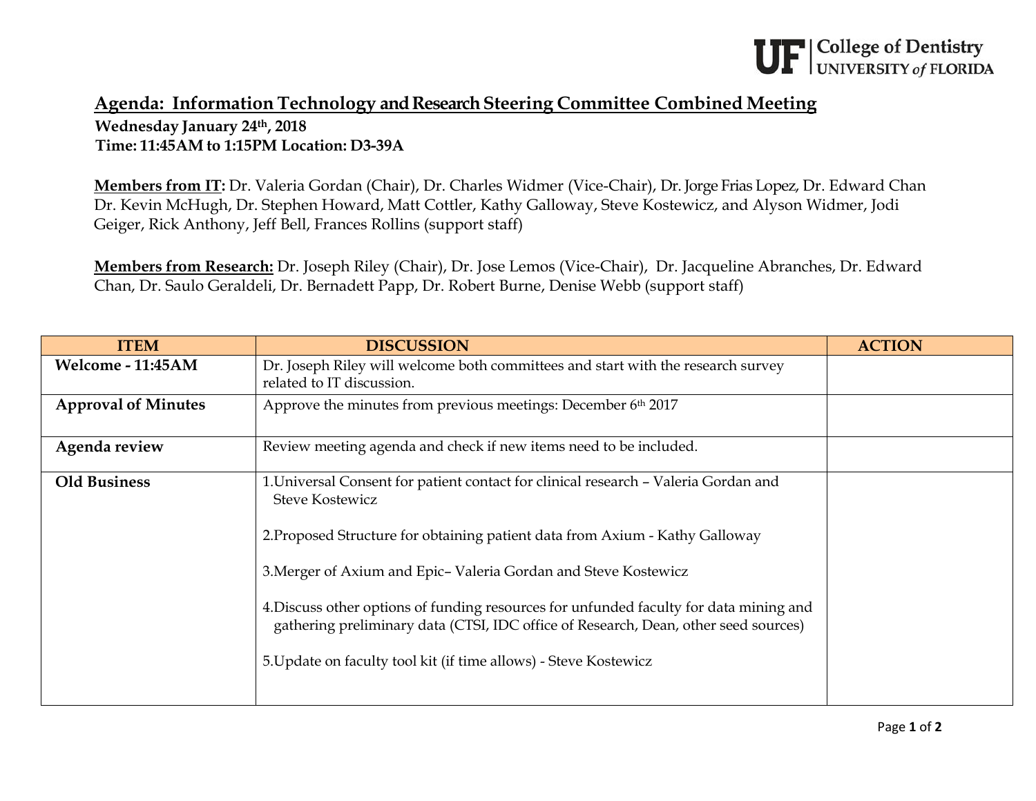UF | College of Dentistry
UNIVERSITY of FLORIDA

# Agenda: Information Technology and Research Steering Committee Combined Meeting

**Wednesday January 24th, 2018**
**Time: 11:45AM to 1:15PM Location: D3-39A**

**Members from IT:** Dr. Valeria Gordan (Chair), Dr. Charles Widmer (Vice-Chair), Dr. Jorge Frias Lopez, Dr. Edward Chan Dr. Kevin McHugh, Dr. Stephen Howard, Matt Cottler, Kathy Galloway, Steve Kostewicz, and Alyson Widmer, Jodi Geiger, Rick Anthony, Jeff Bell, Frances Rollins (support staff)

**Members from Research:** Dr. Joseph Riley (Chair), Dr. Jose Lemos (Vice-Chair), Dr. Jacqueline Abranches, Dr. Edward Chan, Dr. Saulo Geraldeli, Dr. Bernadett Papp, Dr. Robert Burne, Denise Webb (support staff)

| ITEM | DISCUSSION | ACTION |
| --- | --- | --- |
| **Welcome - 11:45AM** | Dr. Joseph Riley will welcome both committees and start with the research survey related to IT discussion. | |
| **Approval of Minutes** | Approve the minutes from previous meetings: December 6th 2017 | |
| **Agenda review** | Review meeting agenda and check if new items need to be included. | |
| **Old Business** | 1.Universal Consent for patient contact for clinical research – Valeria Gordan and Steve Kostewicz<br><br>2.Proposed Structure for obtaining patient data from Axium - Kathy Galloway<br><br>3.Merger of Axium and Epic– Valeria Gordan and Steve Kostewicz<br><br>4.Discuss other options of funding resources for unfunded faculty for data mining and gathering preliminary data (CTSI, IDC office of Research, Dean, other seed sources)<br><br>5.Update on faculty tool kit (if time allows) - Steve Kostewicz | |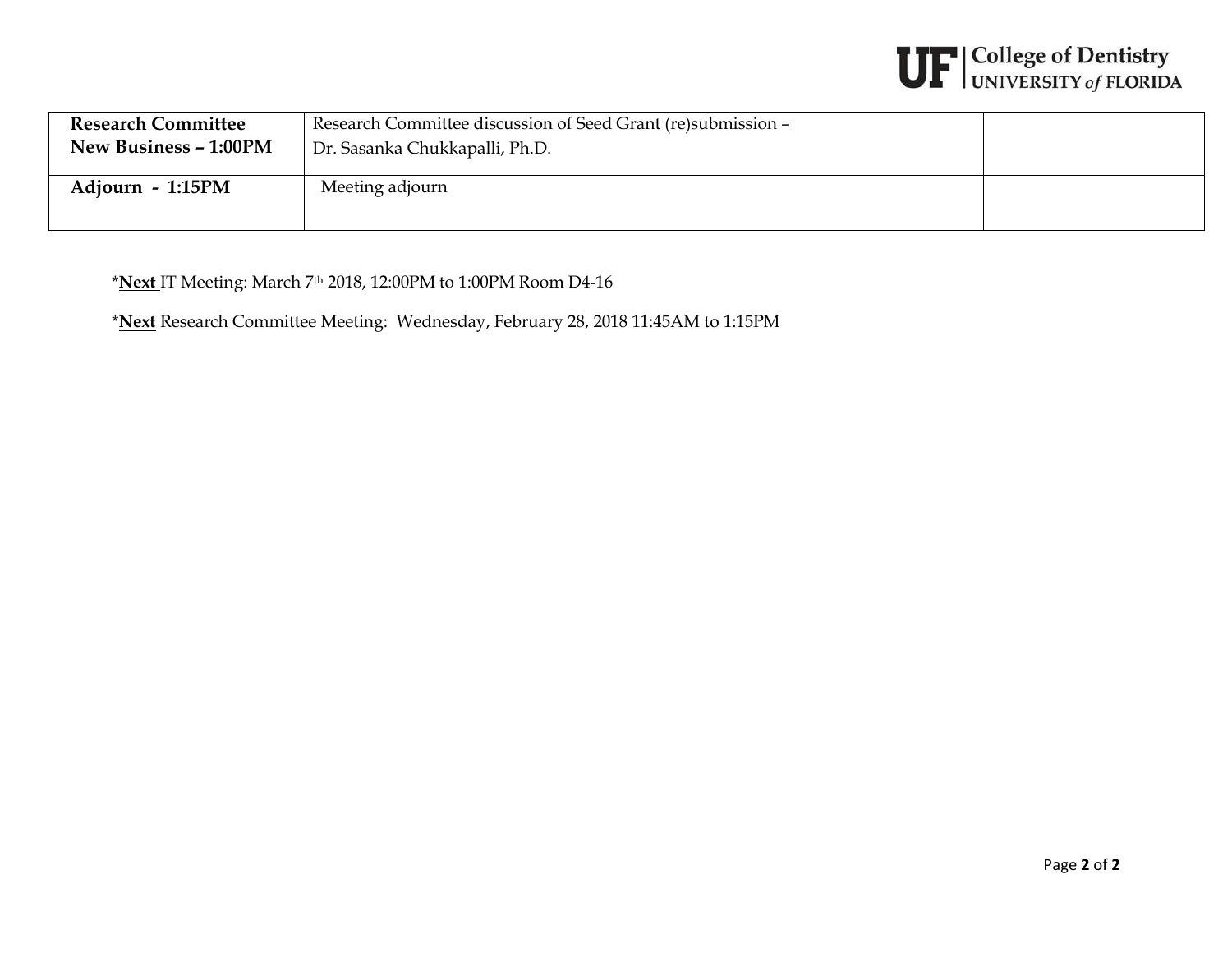| | | |
|---|---|---|
| **Research Committee New Business – 1:00PM** | Research Committee discussion of Seed Grant (re)submission – Dr. Sasanka Chukkapalli, Ph.D. | |
| **Adjourn - 1:15PM** | Meeting adjourn | |

*<u>**Next**</u> IT Meeting: March 7th 2018, 12:00PM to 1:00PM Room D4-16

*<u>**Next**</u> Research Committee Meeting: Wednesday, February 28, 2018 11:45AM to 1:15PM